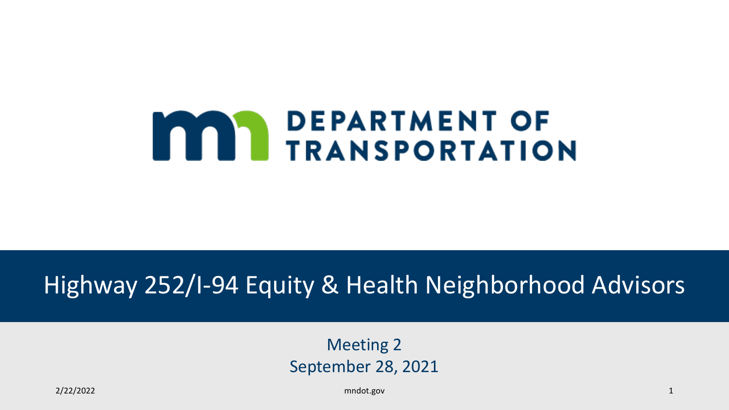DEPARTMENT OF TRANSPORTATION

# Highway 252/I-94 Equity & Health Neighborhood Advisors

Meeting 2

September 28, 2021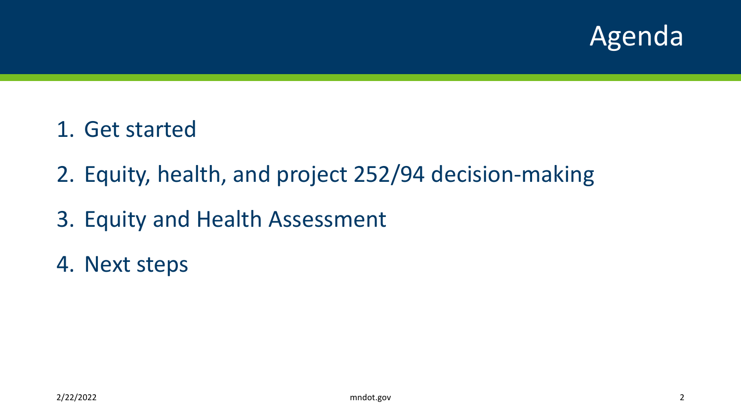# Agenda

1. Get started
2. Equity, health, and project 252/94 decision-making
3. Equity and Health Assessment
4. Next steps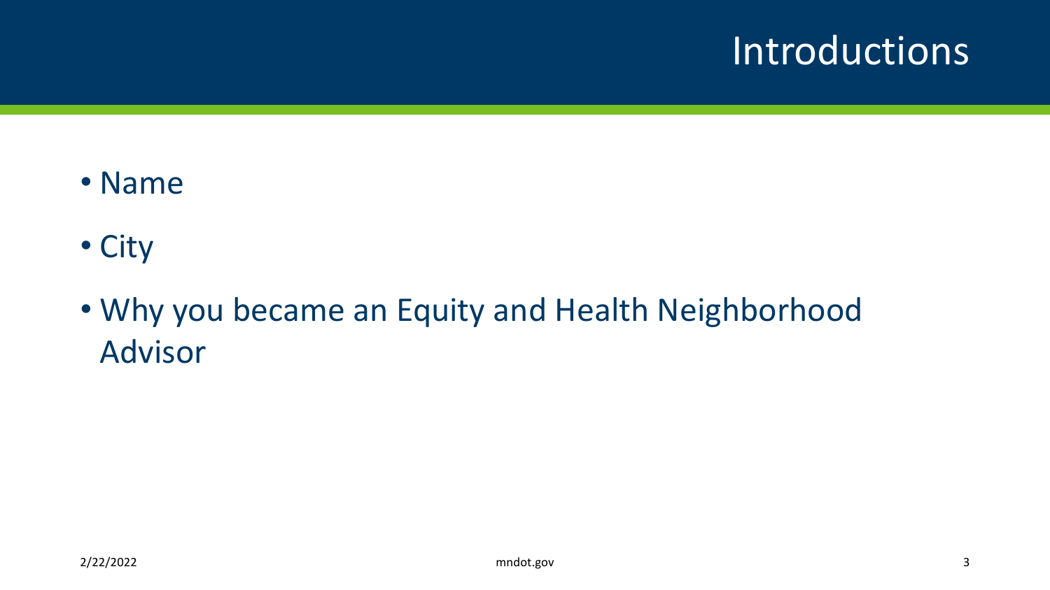# Introductions

- Name
- City
- Why you became an Equity and Health Neighborhood Advisor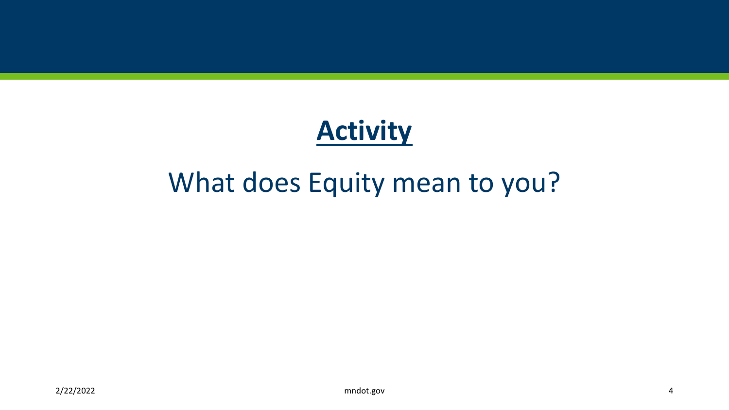# Activity

What does Equity mean to you?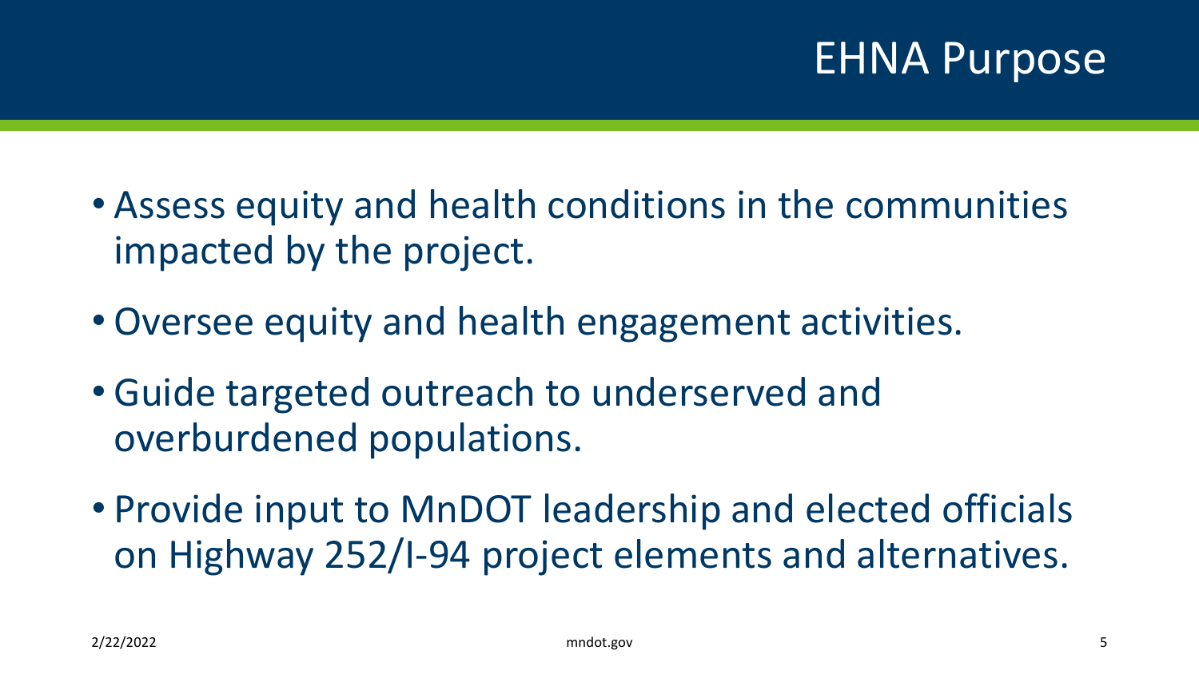# EHNA Purpose

- Assess equity and health conditions in the communities impacted by the project.
- Oversee equity and health engagement activities.
- Guide targeted outreach to underserved and overburdened populations.
- Provide input to MnDOT leadership and elected officials on Highway 252/I-94 project elements and alternatives.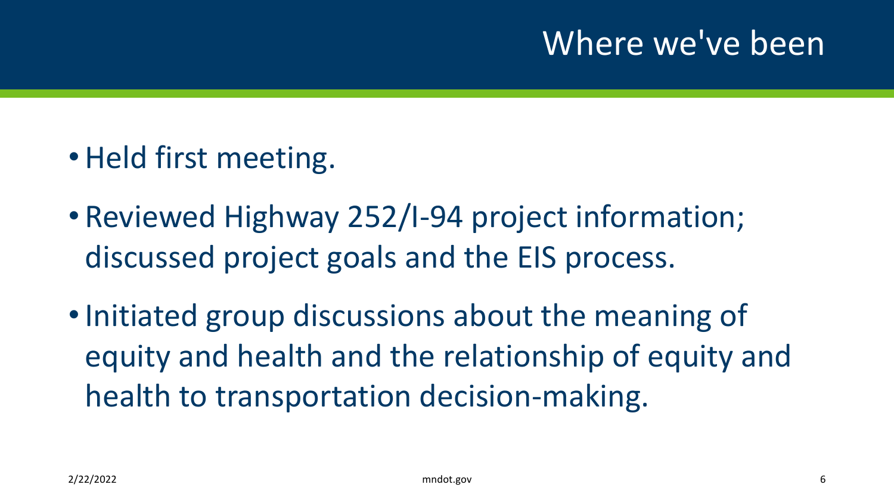# Where we've been

- Held first meeting.
- Reviewed Highway 252/I-94 project information; discussed project goals and the EIS process.
- Initiated group discussions about the meaning of equity and health and the relationship of equity and health to transportation decision-making.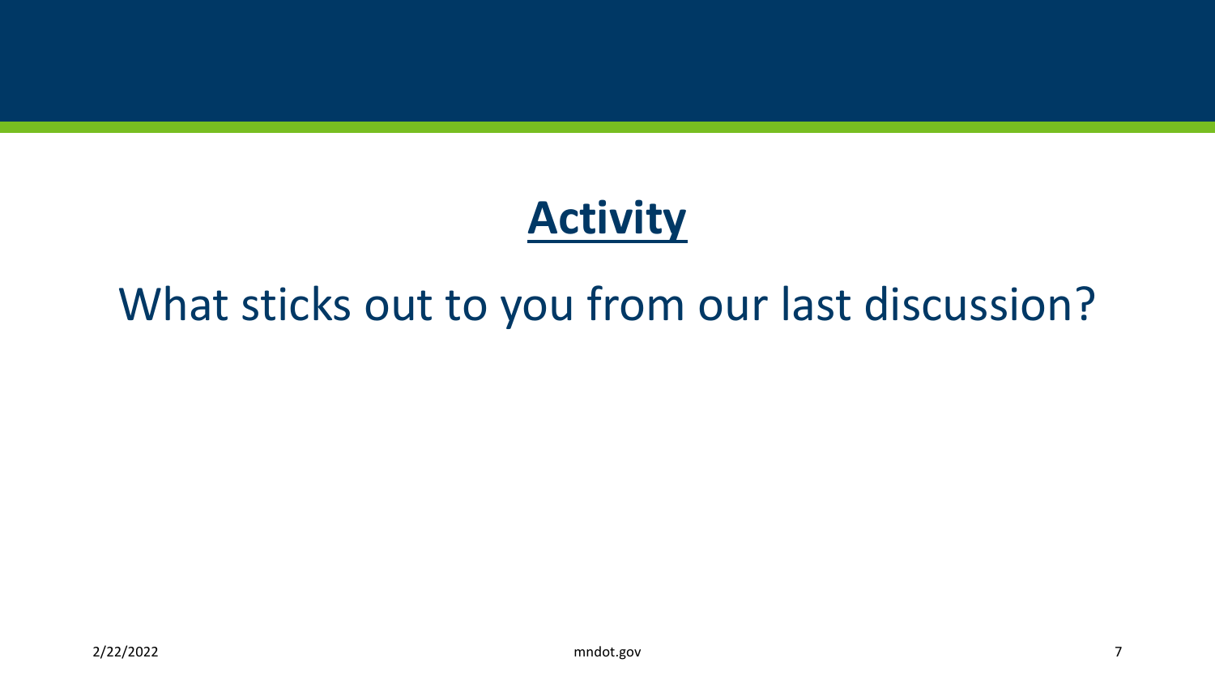# **Activity**

What sticks out to you from our last discussion?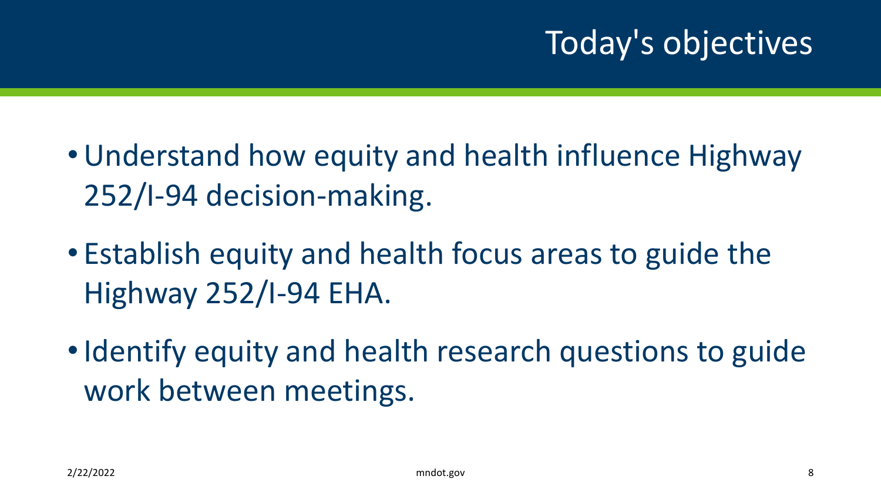# Today's objectives

- Understand how equity and health influence Highway 252/I-94 decision-making.
- Establish equity and health focus areas to guide the Highway 252/I-94 EHA.
- Identify equity and health research questions to guide work between meetings.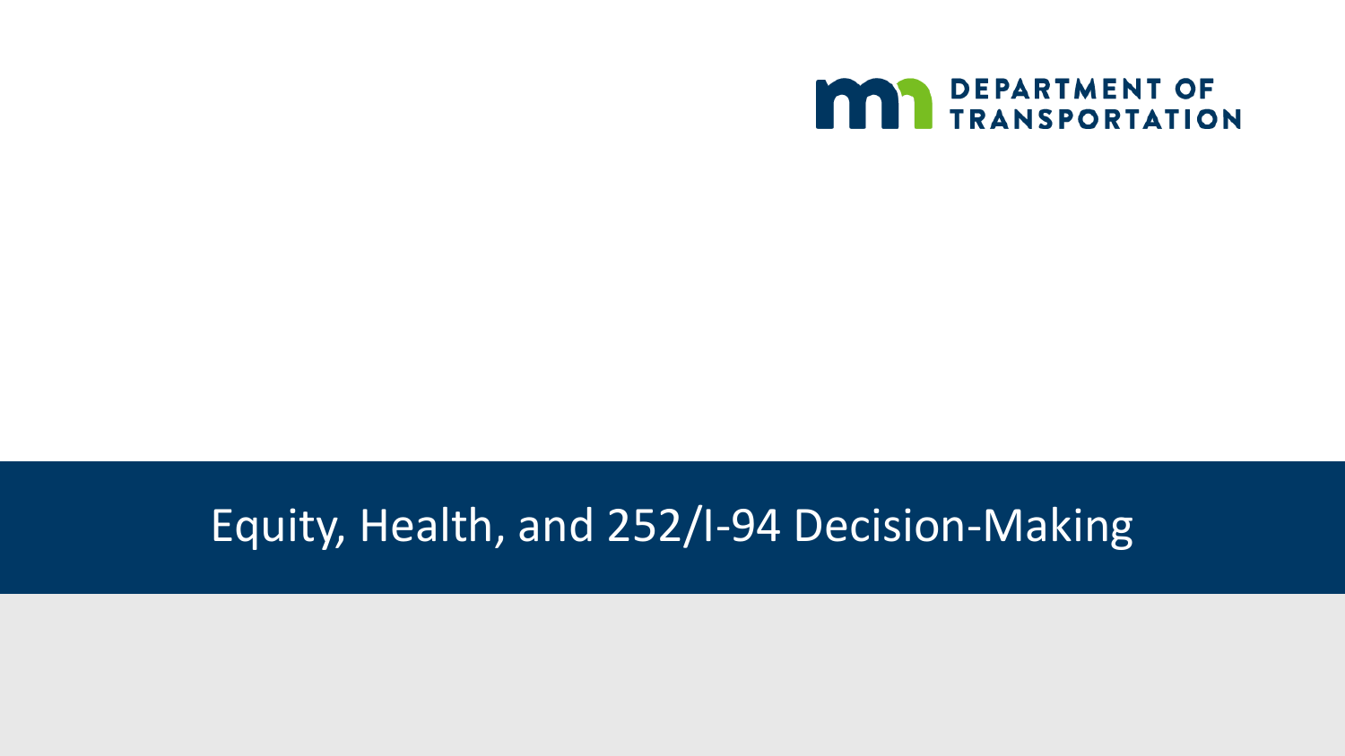DEPARTMENT OF TRANSPORTATION

# Equity, Health, and 252/I-94 Decision-Making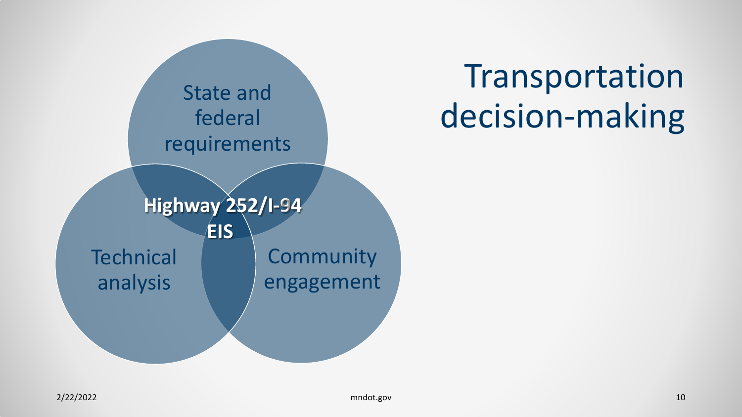# Transportation decision-making

State and federal requirements

Technical analysis

Community engagement

**Highway 252/I-94 EIS**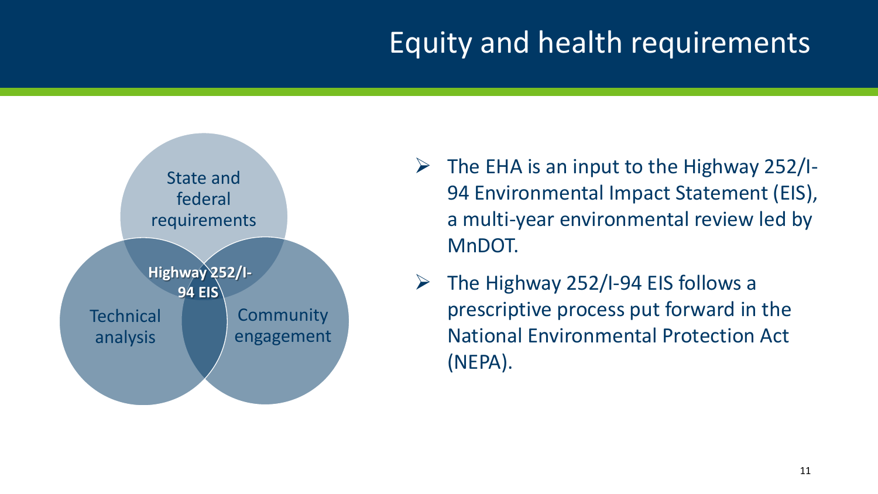# Equity and health requirements

State and federal requirements

Highway 252/I-94 EIS

Technical analysis

Community engagement

- The EHA is an input to the Highway 252/I-94 Environmental Impact Statement (EIS), a multi-year environmental review led by MnDOT.
- The Highway 252/I-94 EIS follows a prescriptive process put forward in the National Environmental Protection Act (NEPA).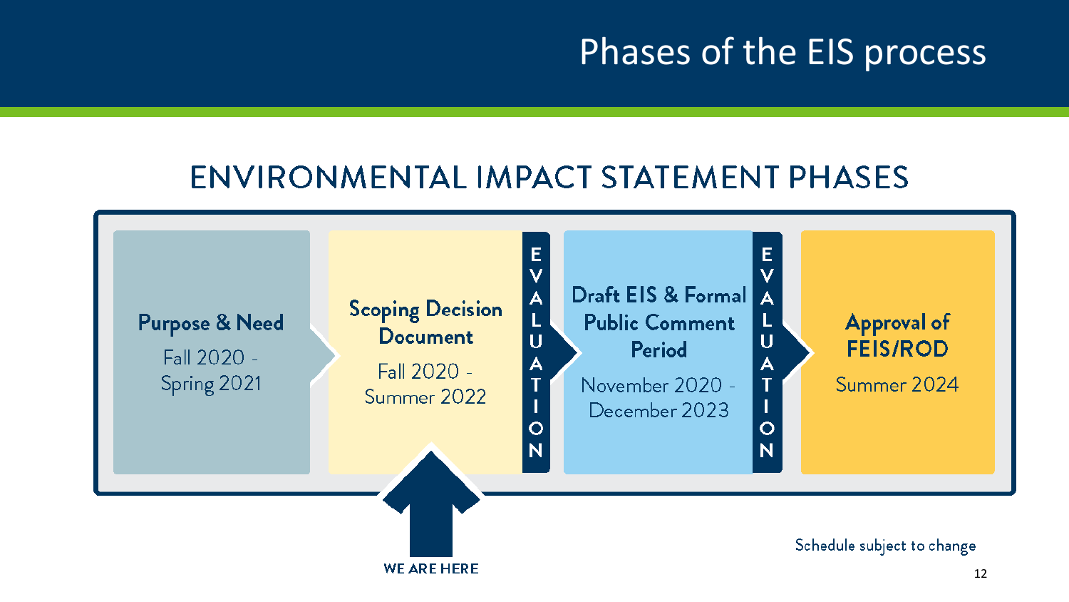# Phases of the EIS process

## ENVIRONMENTAL IMPACT STATEMENT PHASES

**Purpose & Need**
Fall 2020 - Spring 2021

**Scoping Decision Document**
Fall 2020 - Summer 2022

EVALUATION

**Draft EIS & Formal Public Comment Period**
November 2020 - December 2023

EVALUATION

**Approval of FEIS/ROD**
Summer 2024

WE ARE HERE

Schedule subject to change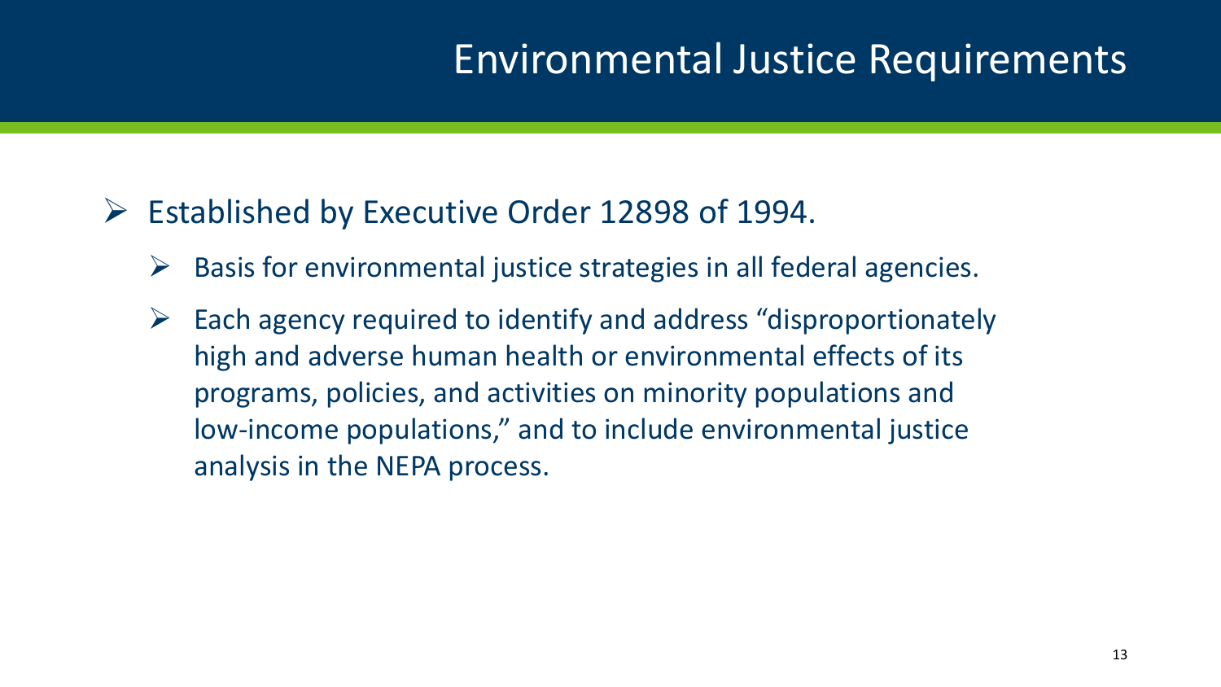# Environmental Justice Requirements

- Established by Executive Order 12898 of 1994.
  - Basis for environmental justice strategies in all federal agencies.
  - Each agency required to identify and address "disproportionately high and adverse human health or environmental effects of its programs, policies, and activities on minority populations and low-income populations," and to include environmental justice analysis in the NEPA process.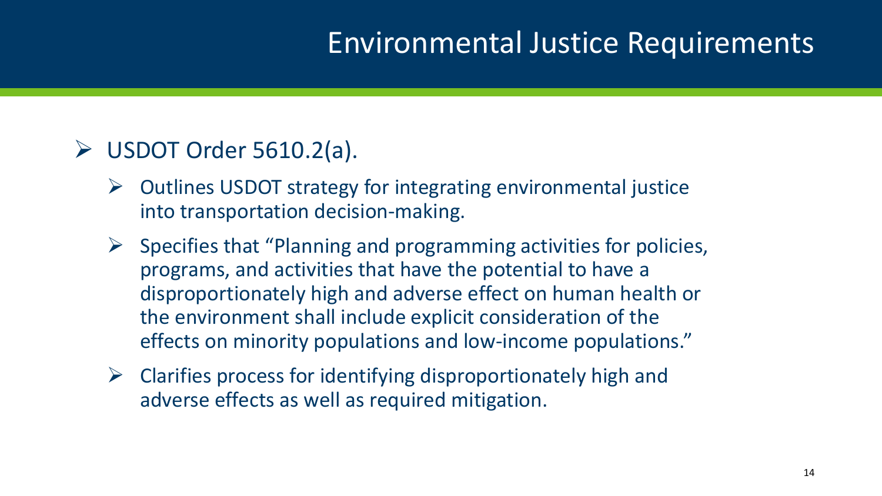# Environmental Justice Requirements

- USDOT Order 5610.2(a).
  - Outlines USDOT strategy for integrating environmental justice into transportation decision-making.
  - Specifies that "Planning and programming activities for policies, programs, and activities that have the potential to have a disproportionately high and adverse effect on human health or the environment shall include explicit consideration of the effects on minority populations and low-income populations."
  - Clarifies process for identifying disproportionately high and adverse effects as well as required mitigation.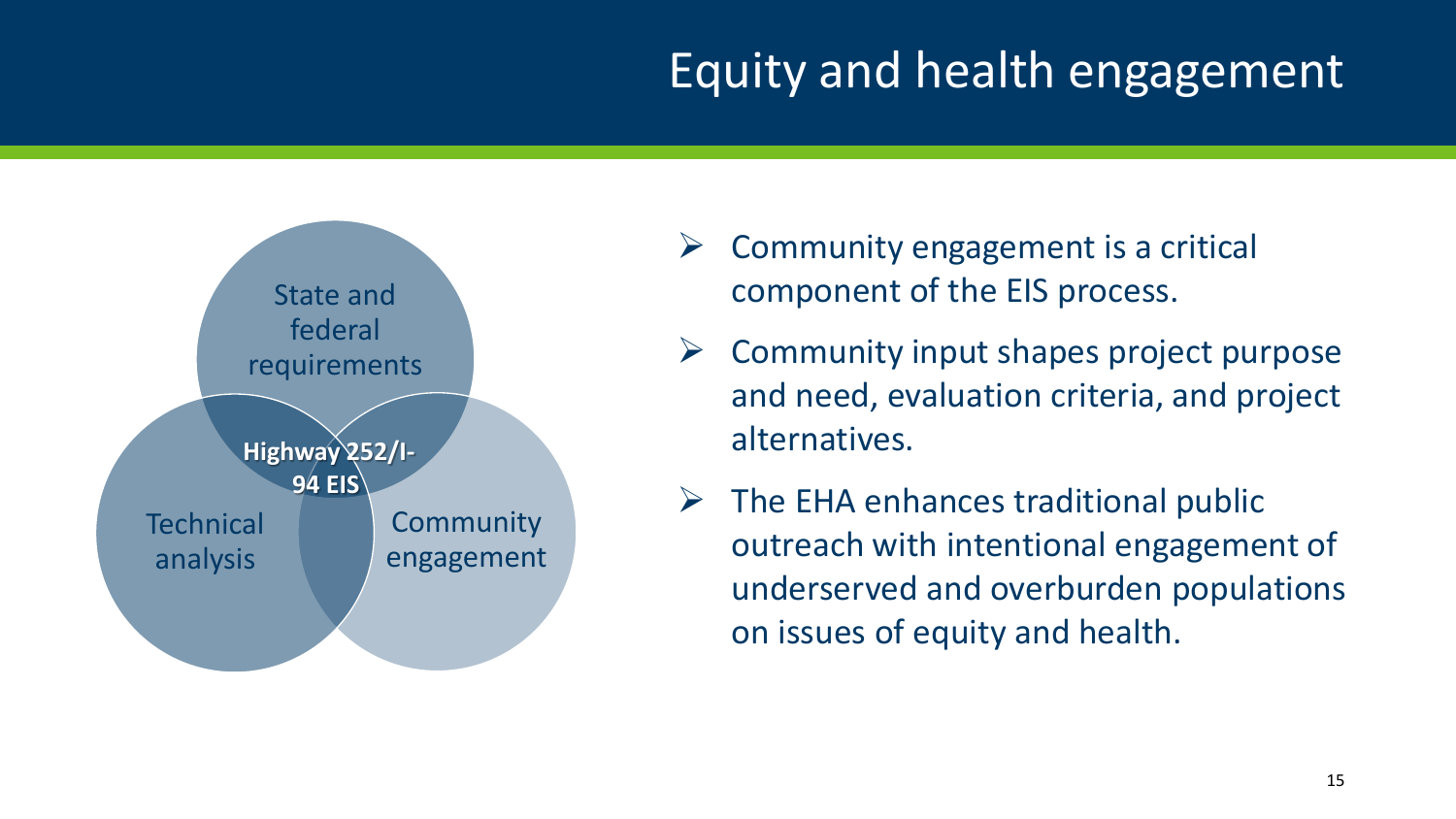# Equity and health engagement

State and federal requirements

Technical analysis

Community engagement

**Highway 252/I-94 EIS**

- Community engagement is a critical component of the EIS process.
- Community input shapes project purpose and need, evaluation criteria, and project alternatives.
- The EHA enhances traditional public outreach with intentional engagement of underserved and overburden populations on issues of equity and health.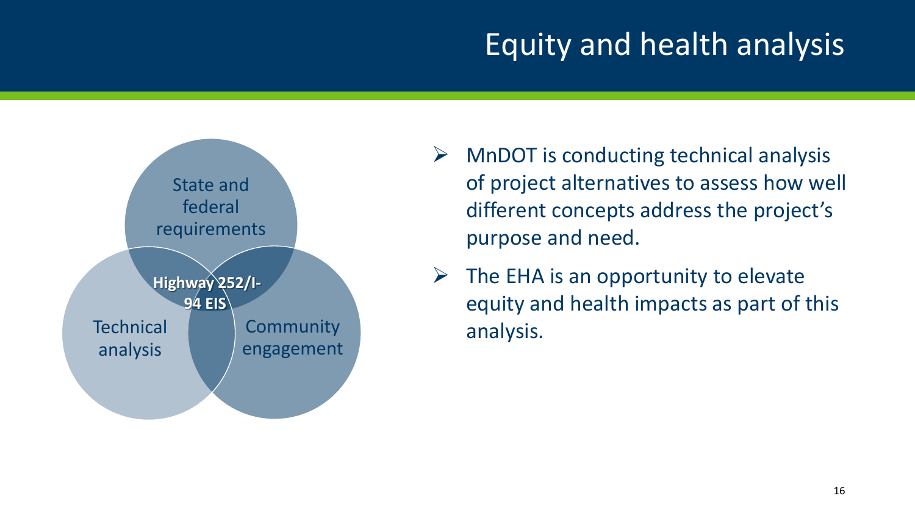# Equity and health analysis

State and federal requirements

Highway 252/I-94 EIS

Technical analysis

Community engagement

- MnDOT is conducting technical analysis of project alternatives to assess how well different concepts address the project's purpose and need.
- The EHA is an opportunity to elevate equity and health impacts as part of this analysis.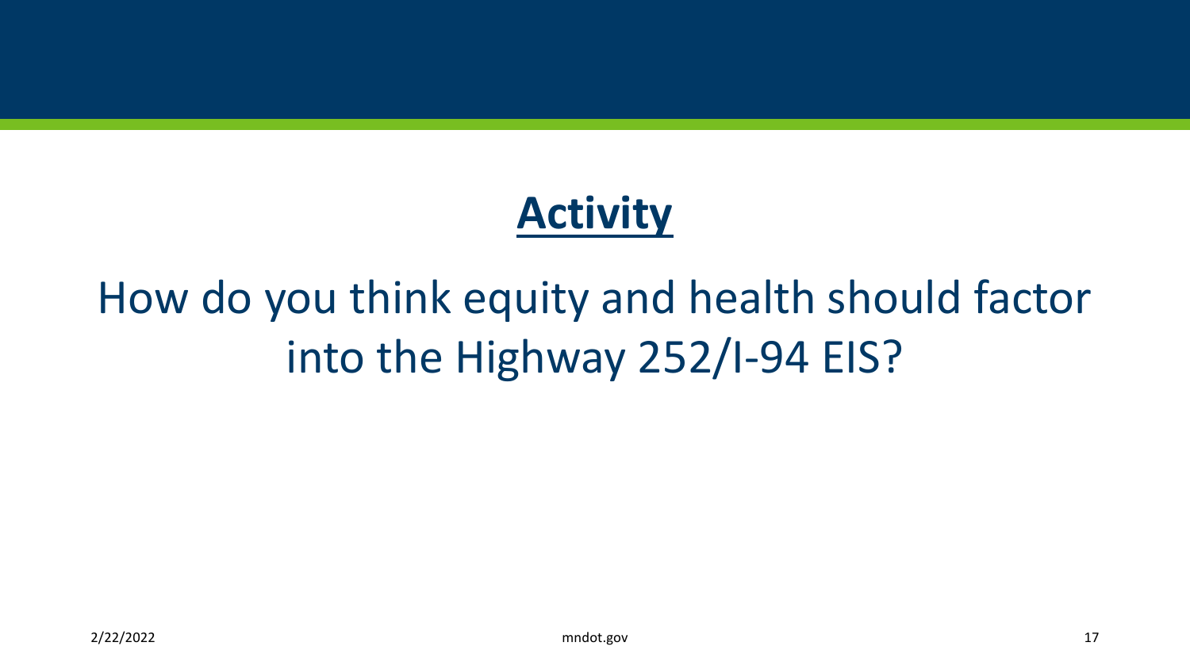# Activity

How do you think equity and health should factor into the Highway 252/I-94 EIS?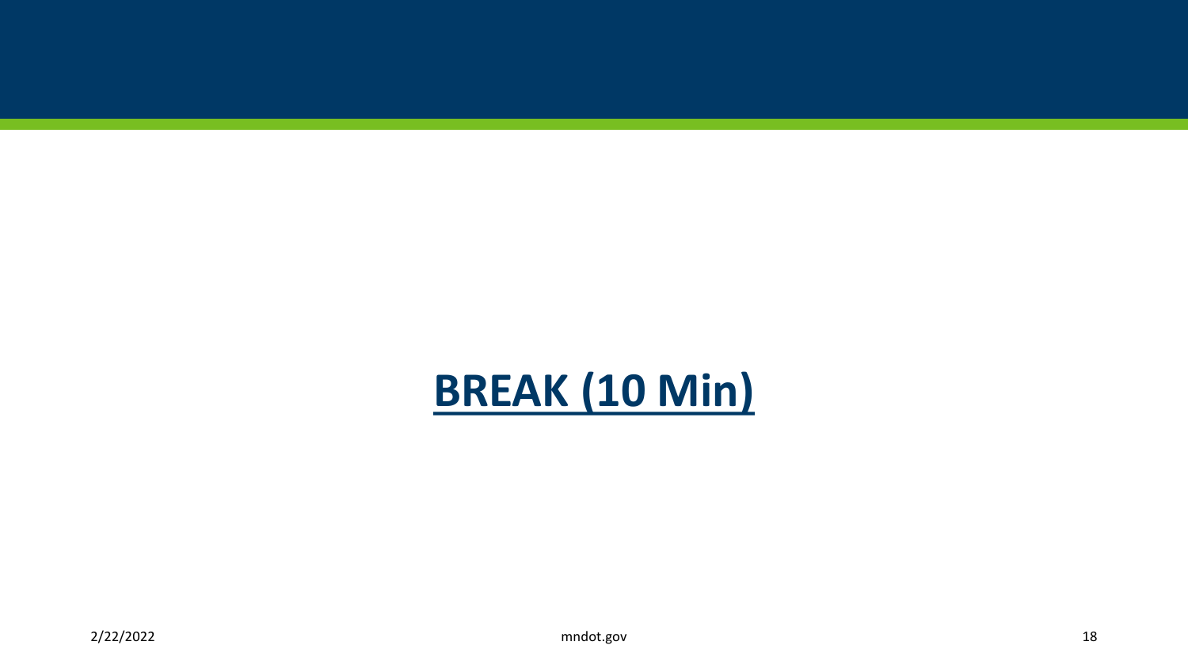**BREAK (10 Min)**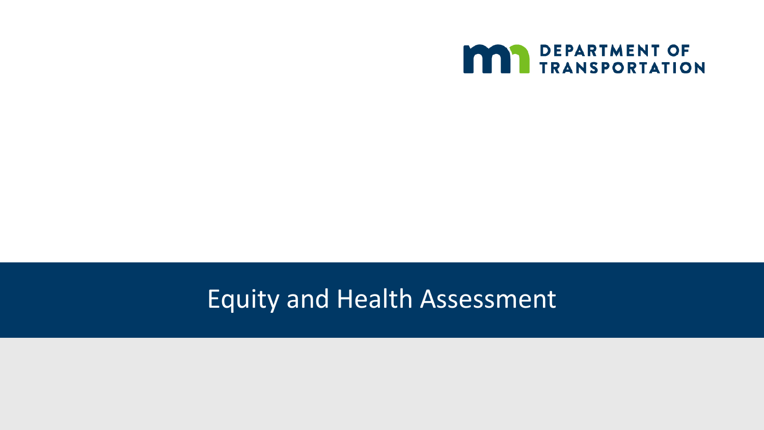DEPARTMENT OF TRANSPORTATION

# Equity and Health Assessment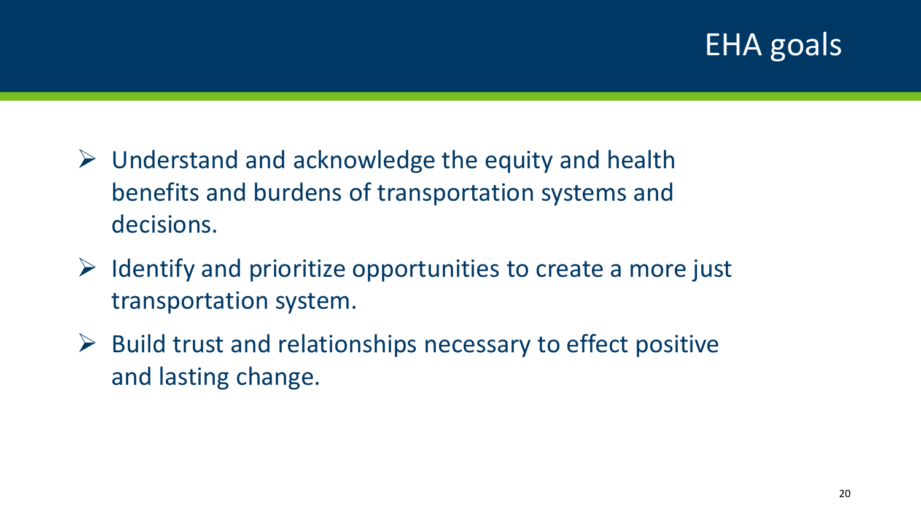# EHA goals

- Understand and acknowledge the equity and health benefits and burdens of transportation systems and decisions.
- Identify and prioritize opportunities to create a more just transportation system.
- Build trust and relationships necessary to effect positive and lasting change.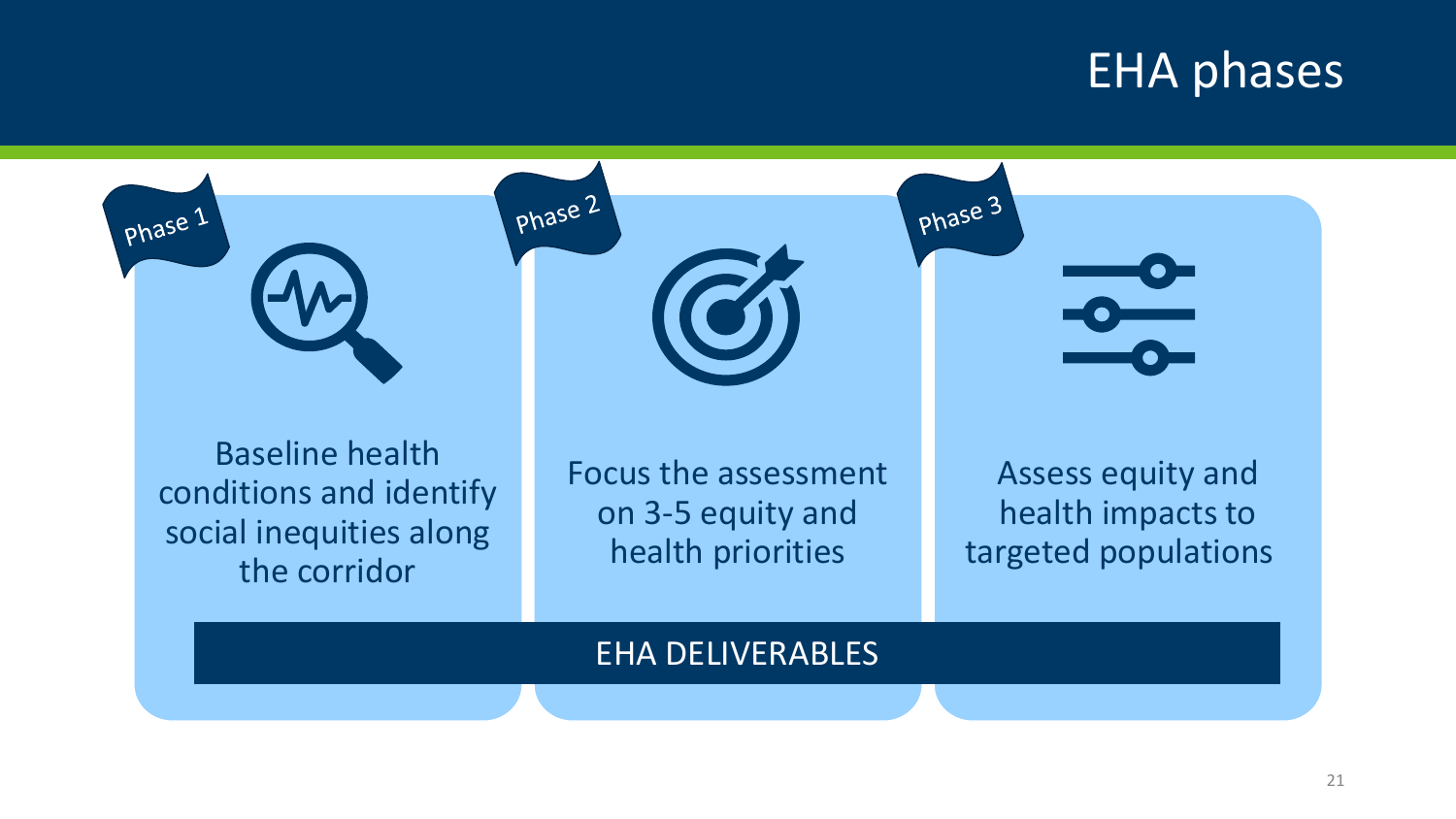# EHA phases

**Phase 1**

Baseline health conditions and identify social inequities along the corridor

**Phase 2**

Focus the assessment on 3-5 equity and health priorities

**Phase 3**

Assess equity and health impacts to targeted populations

EHA DELIVERABLES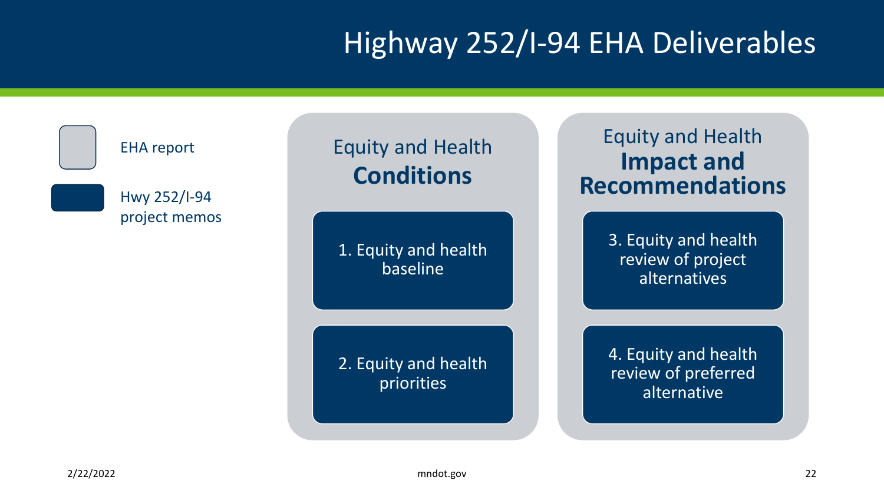# Highway 252/I-94 EHA Deliverables

- EHA report
- Hwy 252/I-94 project memos

## Equity and Health **Conditions**

1. Equity and health baseline
2. Equity and health priorities

## Equity and Health **Impact and Recommendations**

3. Equity and health review of project alternatives
4. Equity and health review of preferred alternative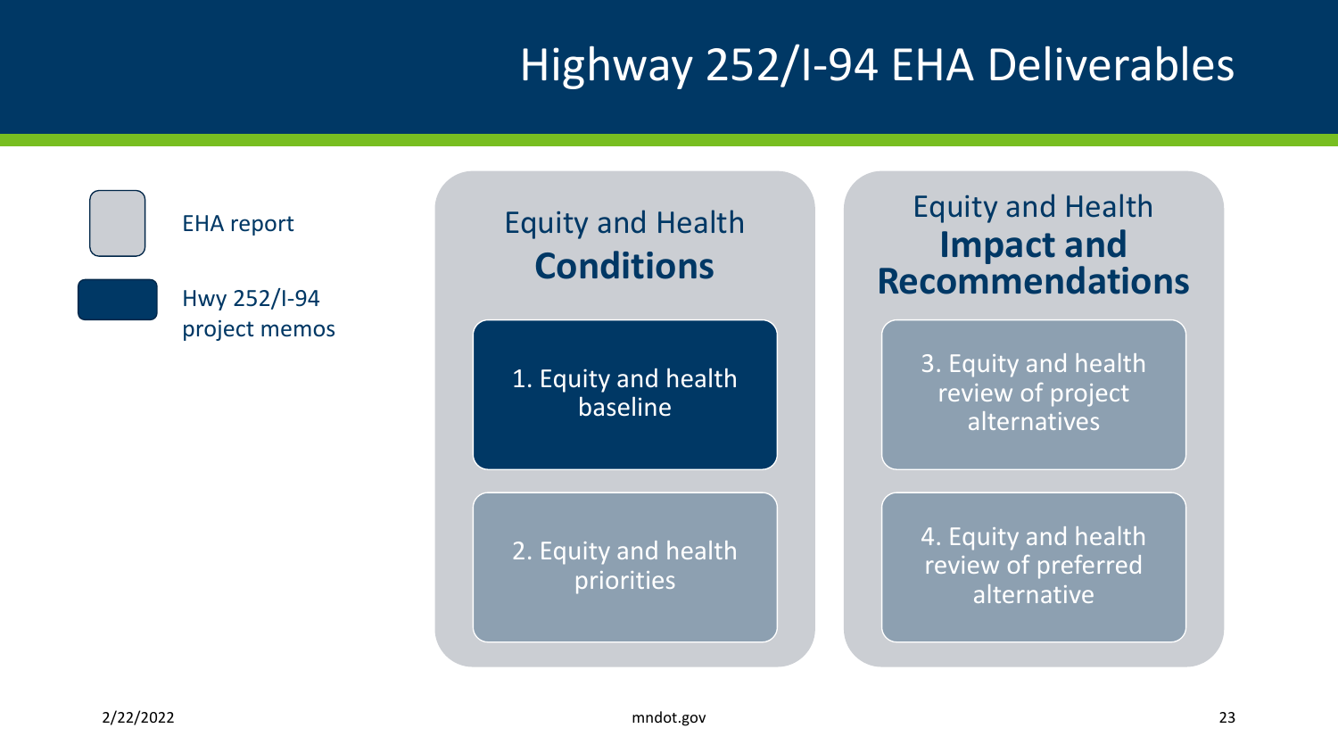# Highway 252/I-94 EHA Deliverables

EHA report

Hwy 252/I-94 project memos

## Equity and Health **Conditions**

1. Equity and health baseline

2. Equity and health priorities

## Equity and Health **Impact and Recommendations**

3. Equity and health review of project alternatives

4. Equity and health review of preferred alternative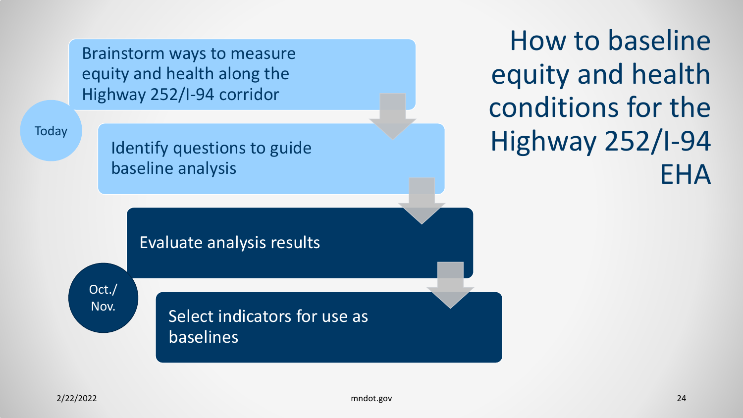# How to baseline equity and health conditions for the Highway 252/I-94 EHA

Today

- Brainstorm ways to measure equity and health along the Highway 252/I-94 corridor
- Identify questions to guide baseline analysis

Oct./ Nov.

- Evaluate analysis results
- Select indicators for use as baselines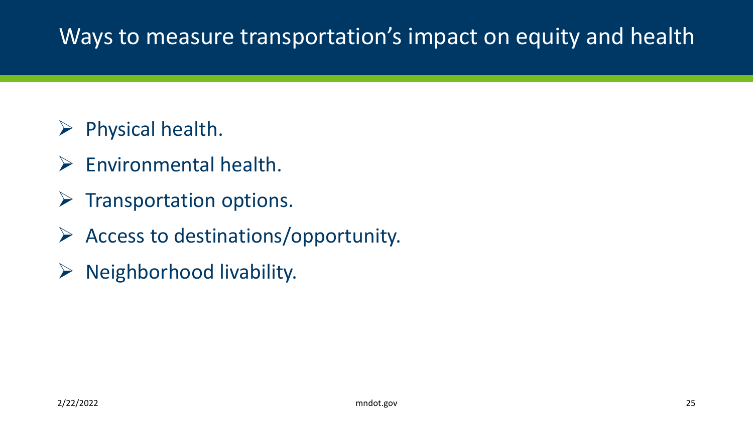# Ways to measure transportation's impact on equity and health

- Physical health.
- Environmental health.
- Transportation options.
- Access to destinations/opportunity.
- Neighborhood livability.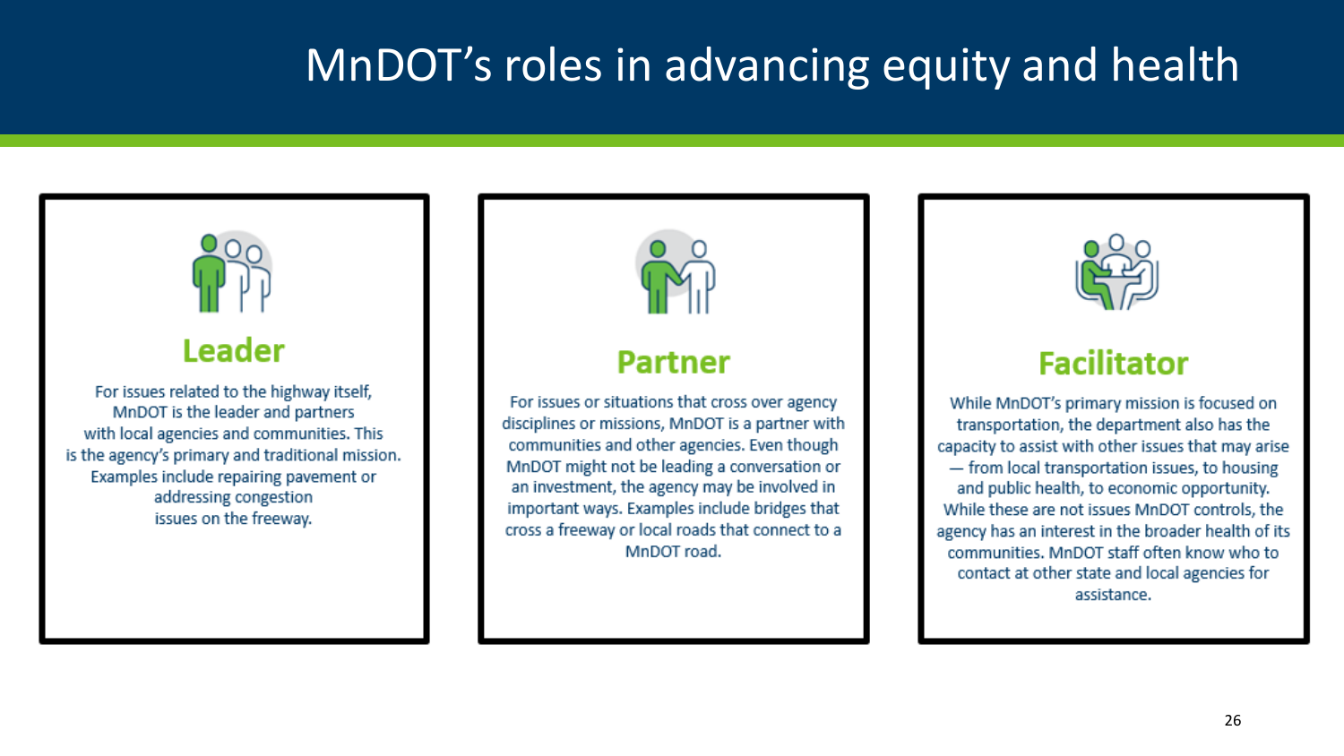# MnDOT's roles in advancing equity and health

## Leader

For issues related to the highway itself, MnDOT is the leader and partners with local agencies and communities. This is the agency's primary and traditional mission. Examples include repairing pavement or addressing congestion issues on the freeway.

## Partner

For issues or situations that cross over agency disciplines or missions, MnDOT is a partner with communities and other agencies. Even though MnDOT might not be leading a conversation or an investment, the agency may be involved in important ways. Examples include bridges that cross a freeway or local roads that connect to a MnDOT road.

## Facilitator

While MnDOT's primary mission is focused on transportation, the department also has the capacity to assist with other issues that may arise — from local transportation issues, to housing and public health, to economic opportunity. While these are not issues MnDOT controls, the agency has an interest in the broader health of its communities. MnDOT staff often know who to contact at other state and local agencies for assistance.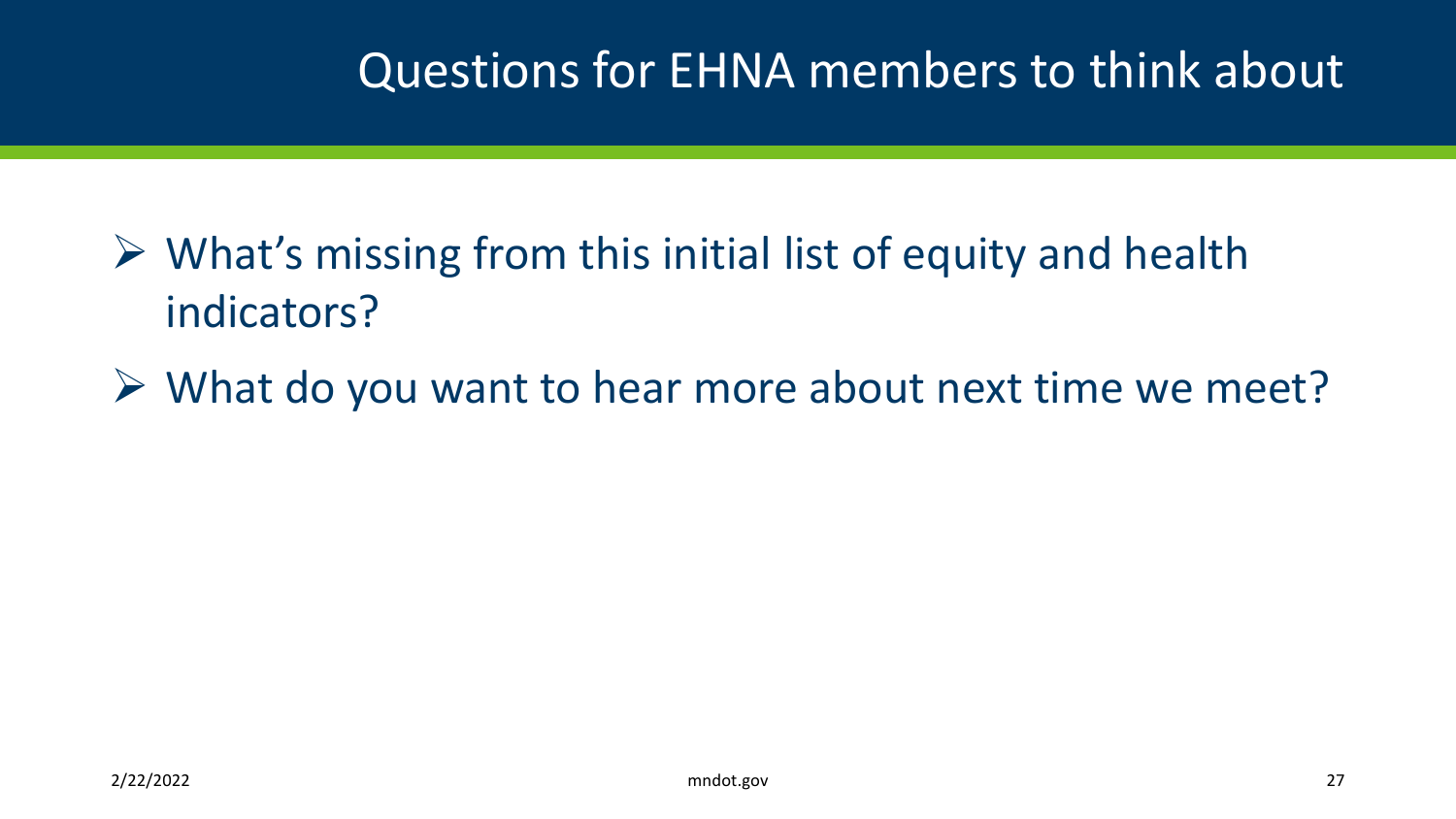# Questions for EHNA members to think about

- What's missing from this initial list of equity and health indicators?
- What do you want to hear more about next time we meet?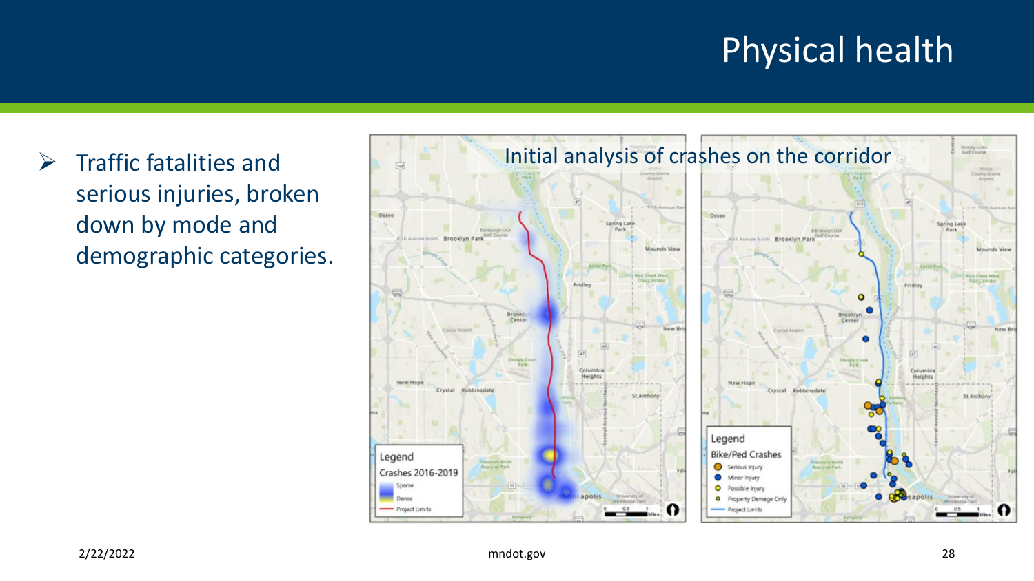# Physical health

- Traffic fatalities and serious injuries, broken down by mode and demographic categories.

Initial analysis of crashes on the corridor

Legend
Crashes 2016-2019
Sparse
Dense
Project Limits

Legend
Bike/Ped Crashes
Serious Injury
Minor Injury
Possible Injury
Property Damage Only
Project Limits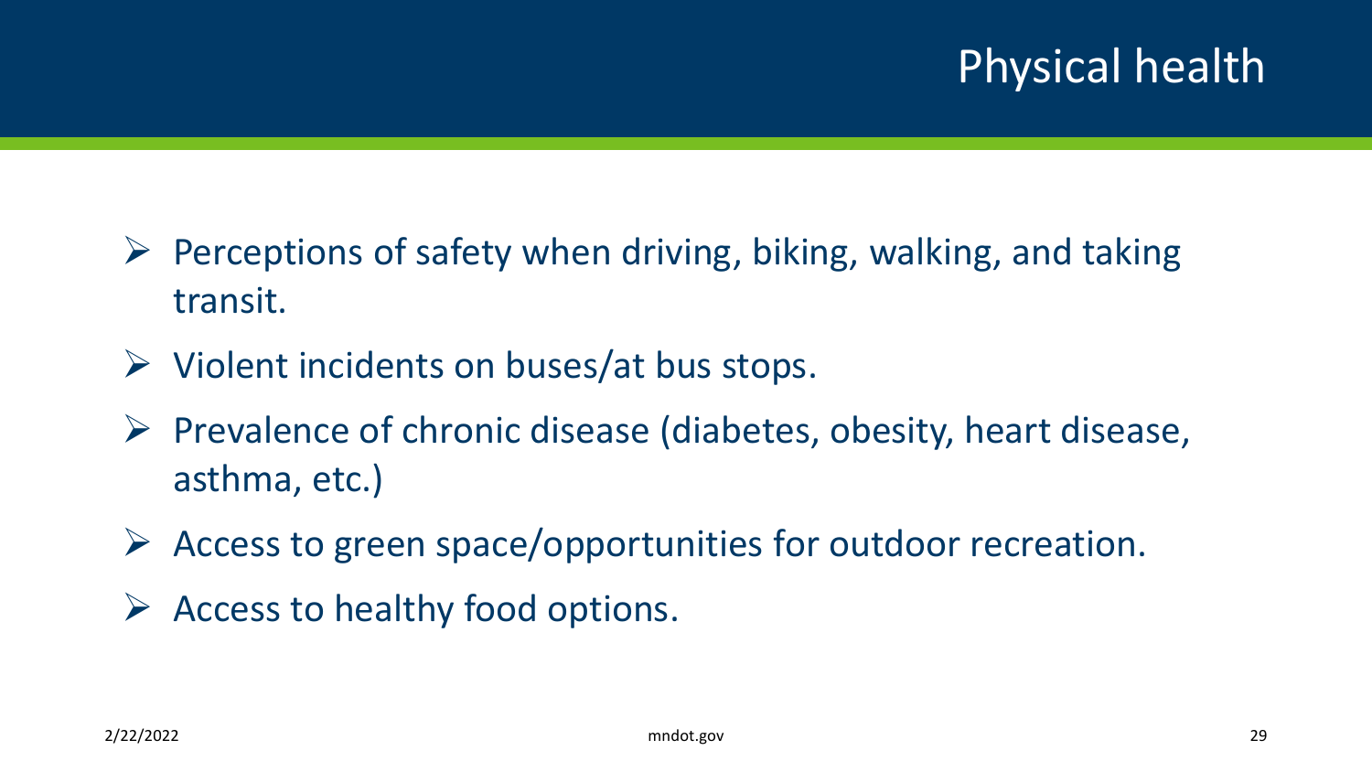# Physical health

- Perceptions of safety when driving, biking, walking, and taking transit.
- Violent incidents on buses/at bus stops.
- Prevalence of chronic disease (diabetes, obesity, heart disease, asthma, etc.)
- Access to green space/opportunities for outdoor recreation.
- Access to healthy food options.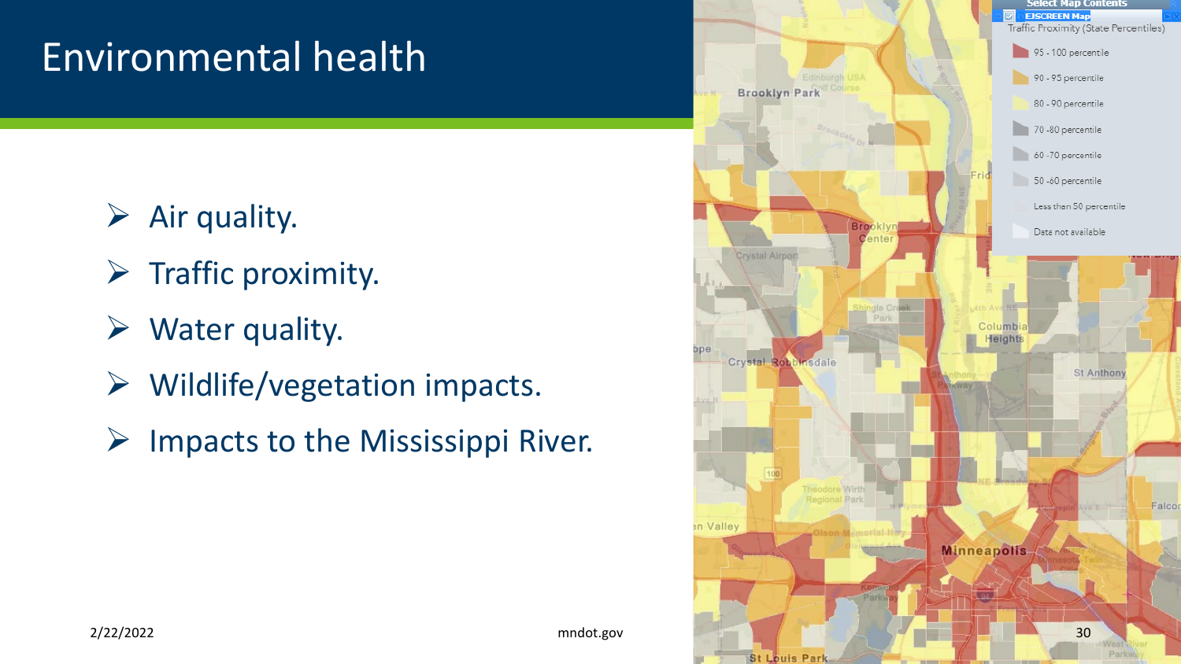# Environmental health

- Air quality.
- Traffic proximity.
- Water quality.
- Wildlife/vegetation impacts.
- Impacts to the Mississippi River.

Select Map Contents

EJSCREEN Map

Traffic Proximity (State Percentiles)

95 - 100 percentile

90 - 95 percentile

80 - 90 percentile

70 -80 percentile

60 -70 percentile

50 -60 percentile

Less than 50 percentile

Data not available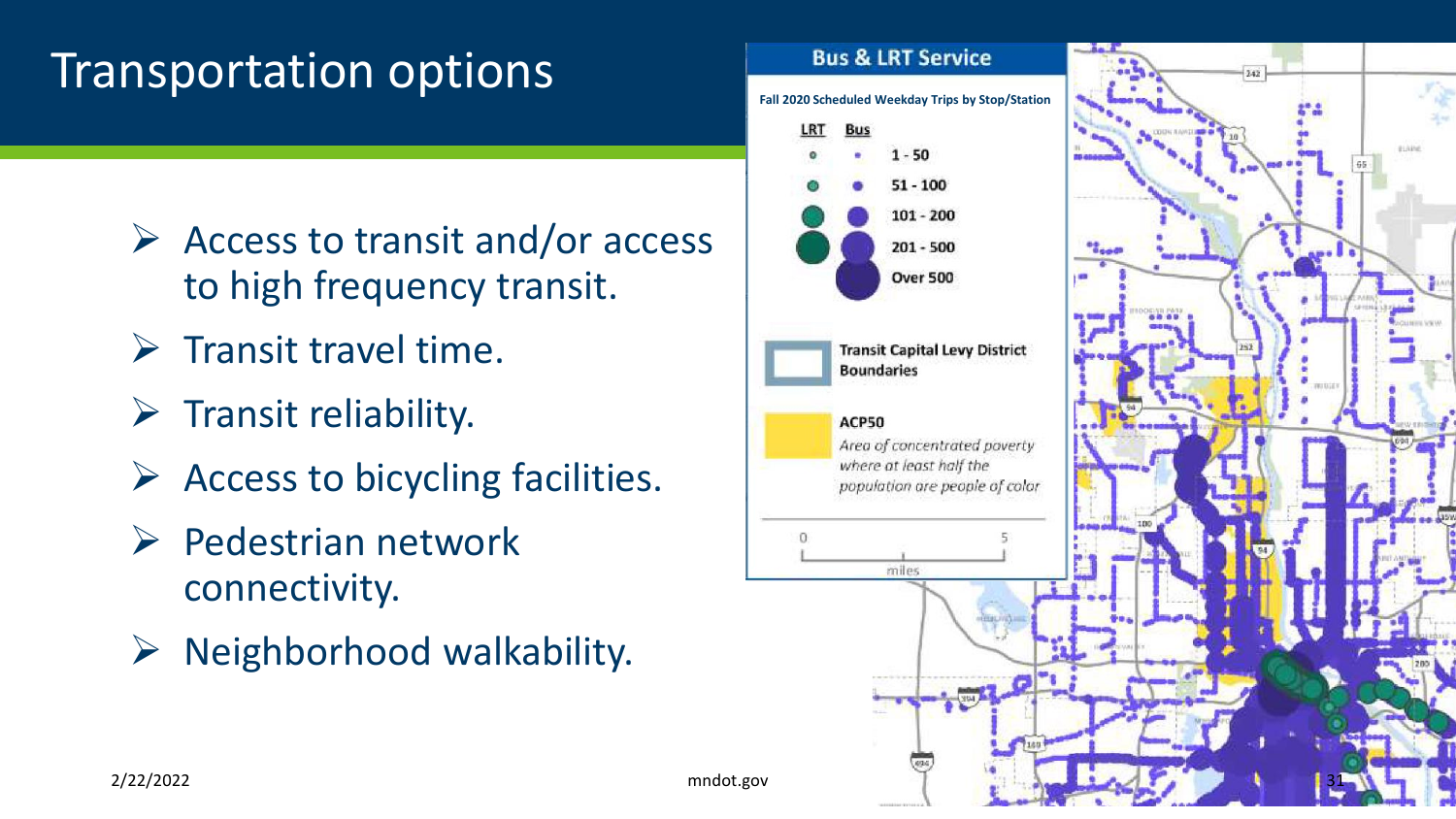# Transportation options

- Access to transit and/or access to high frequency transit.
- Transit travel time.
- Transit reliability.
- Access to bicycling facilities.
- Pedestrian network connectivity.
- Neighborhood walkability.

**Bus & LRT Service**

Fall 2020 Scheduled Weekday Trips by Stop/Station

LRT Bus

1 - 50

51 - 100

101 - 200

201 - 500

Over 500

Transit Capital Levy District Boundaries

ACP50

*Area of concentrated poverty where at least half the population are people of color*

0 5

miles

2/22/2022

mndot.gov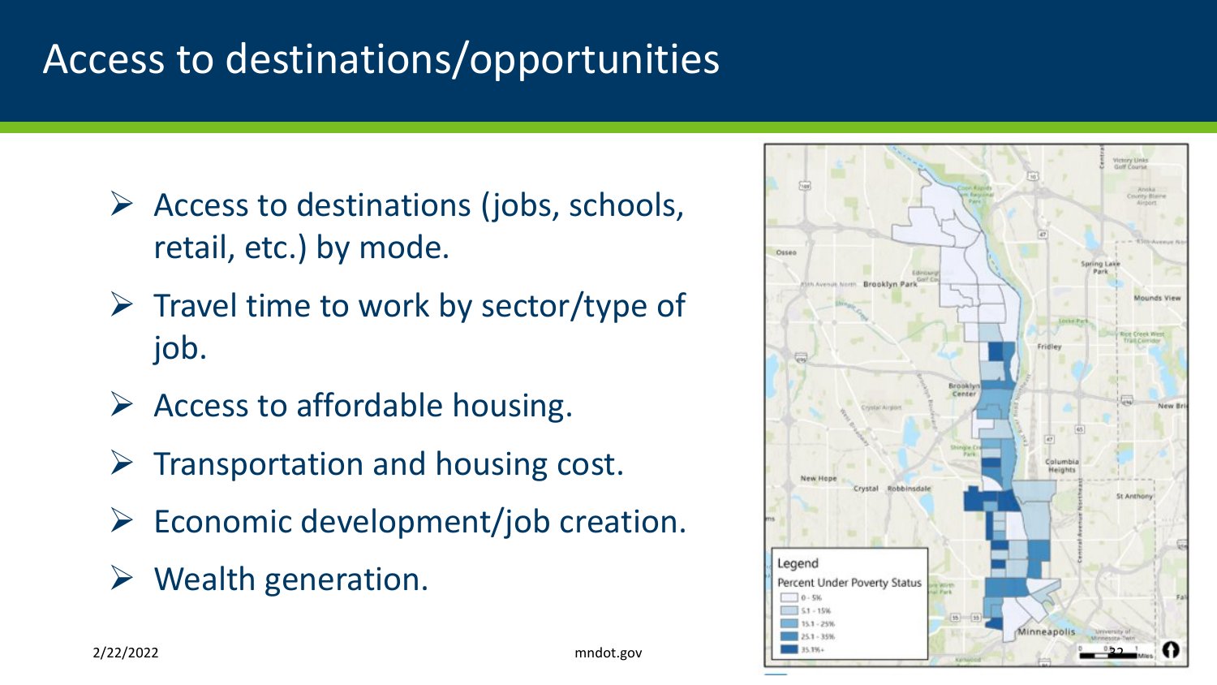# Access to destinations/opportunities

- Access to destinations (jobs, schools, retail, etc.) by mode.
- Travel time to work by sector/type of job.
- Access to affordable housing.
- Transportation and housing cost.
- Economic development/job creation.
- Wealth generation.

Legend

Percent Under Poverty Status

0 - 5%

5.1 - 15%

15.1 - 25%

25.1 - 35%

35.1%+

2/22/2022

mndot.gov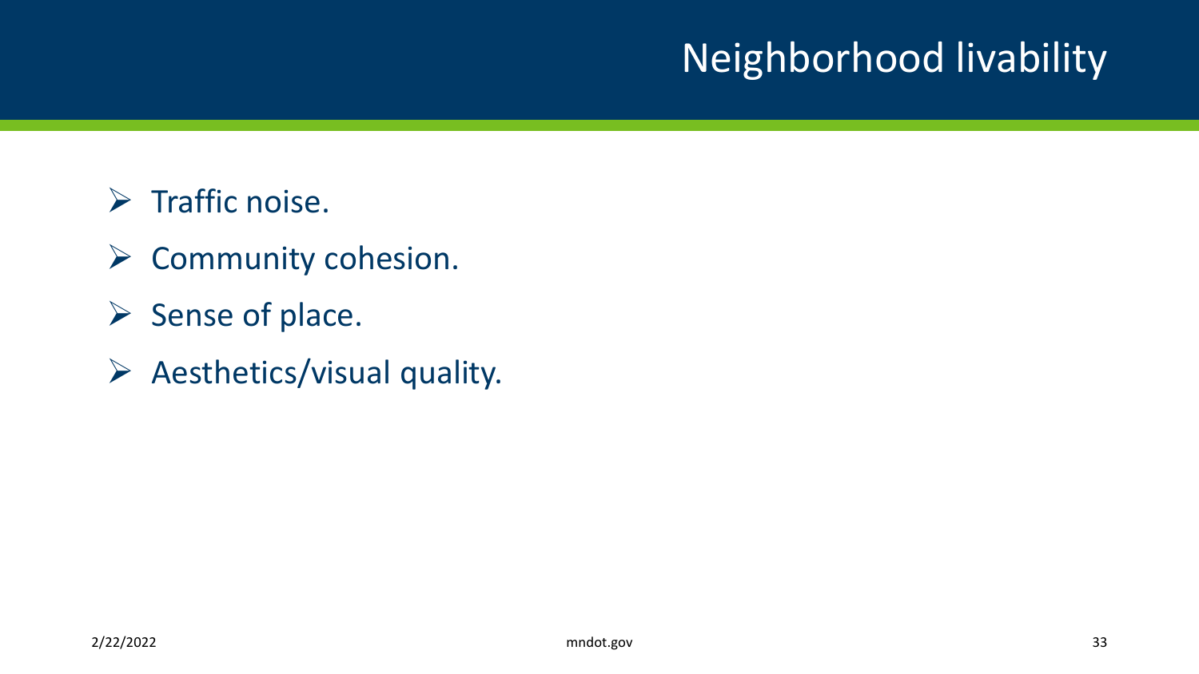# Neighborhood livability

- Traffic noise.
- Community cohesion.
- Sense of place.
- Aesthetics/visual quality.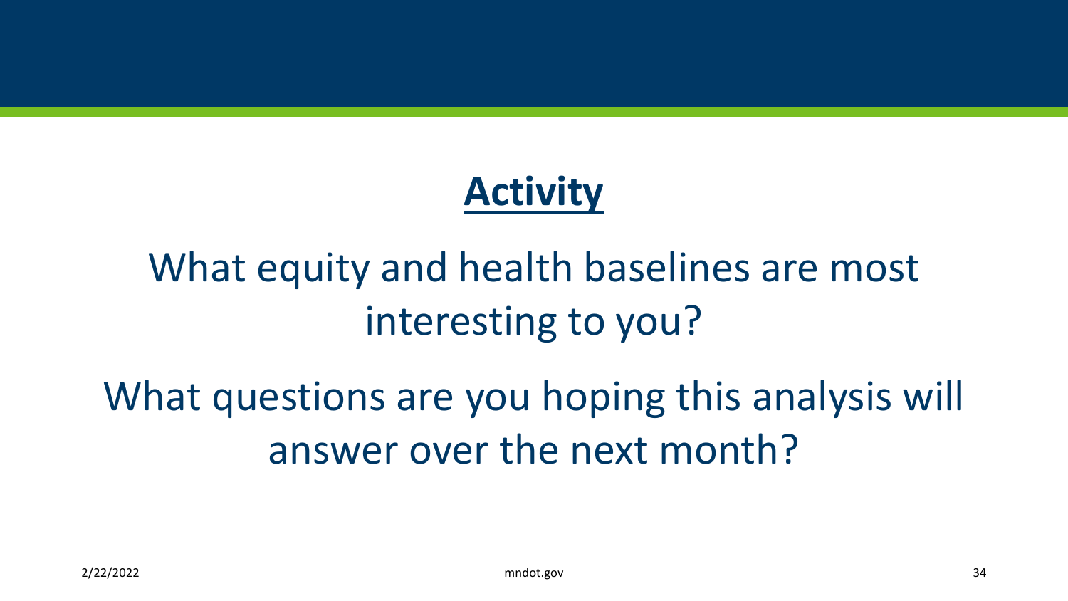# Activity

What equity and health baselines are most interesting to you?

What questions are you hoping this analysis will answer over the next month?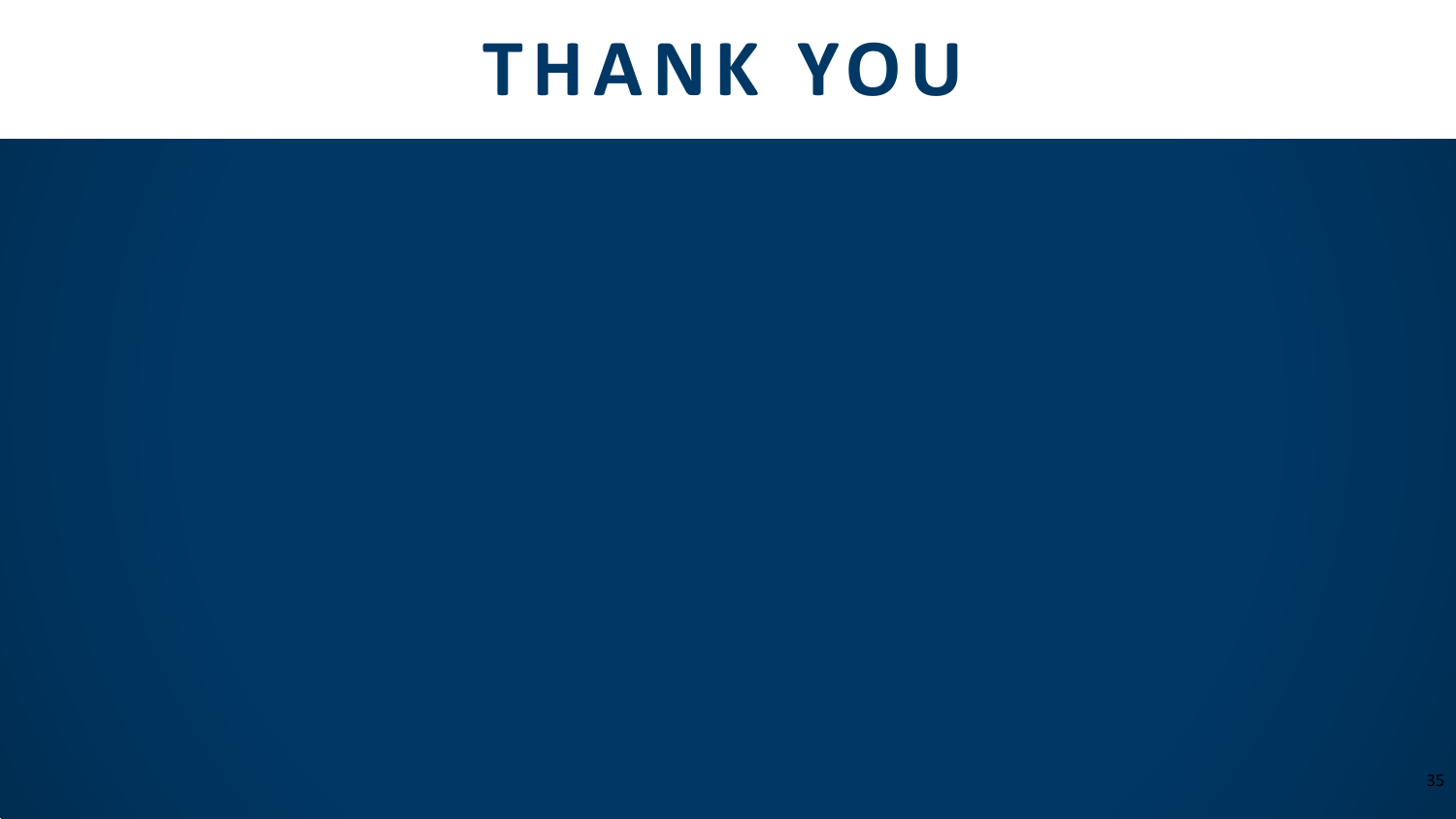# THANK YOU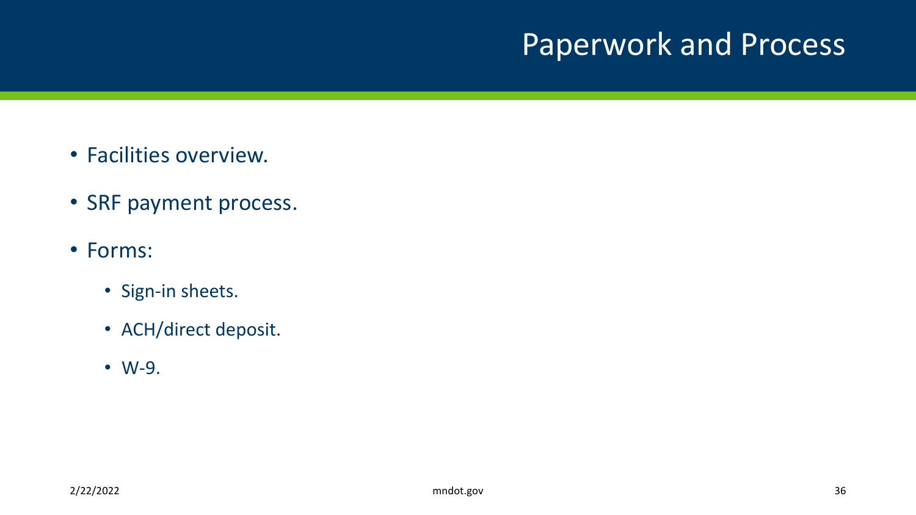# Paperwork and Process

- Facilities overview.
- SRF payment process.
- Forms:
  - Sign-in sheets.
  - ACH/direct deposit.
  - W-9.